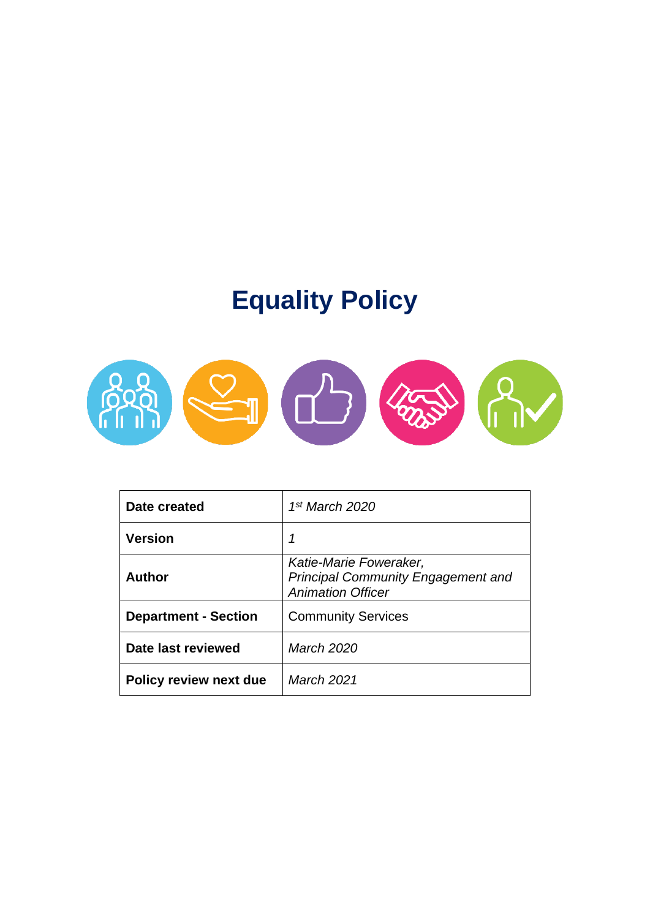# Equality Policy

| | |
|---|---|
| **Date created** | *1st March 2020* |
| **Version** | *1* |
| **Author** | *Katie-Marie Foweraker, Principal Community Engagement and Animation Officer* |
| **Department - Section** | Community Services |
| **Date last reviewed** | *March 2020* |
| **Policy review next due** | *March 2021* |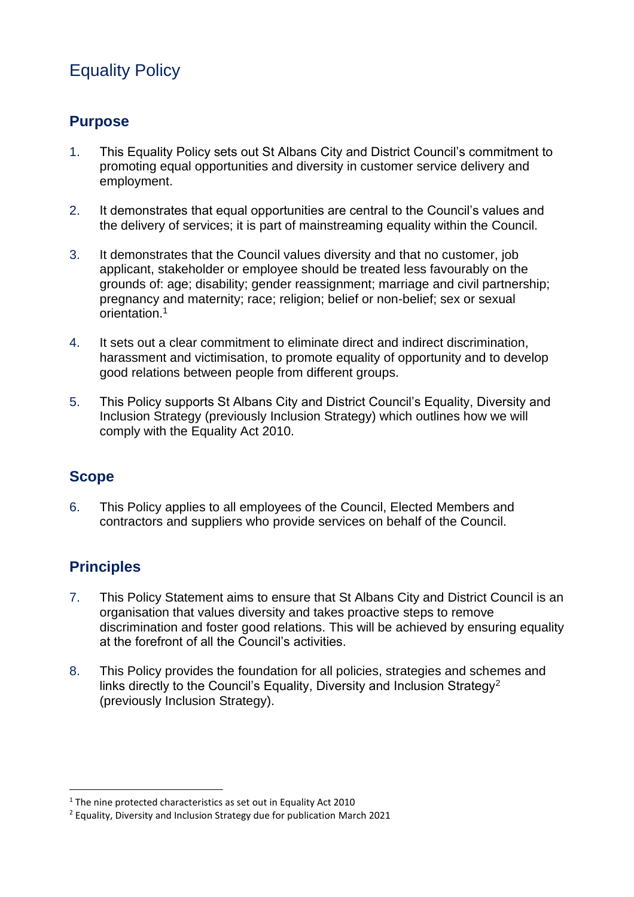# Equality Policy

## Purpose

1. This Equality Policy sets out St Albans City and District Council's commitment to promoting equal opportunities and diversity in customer service delivery and employment.

2. It demonstrates that equal opportunities are central to the Council's values and the delivery of services; it is part of mainstreaming equality within the Council.

3. It demonstrates that the Council values diversity and that no customer, job applicant, stakeholder or employee should be treated less favourably on the grounds of: age; disability; gender reassignment; marriage and civil partnership; pregnancy and maternity; race; religion; belief or non-belief; sex or sexual orientation.[1]

4. It sets out a clear commitment to eliminate direct and indirect discrimination, harassment and victimisation, to promote equality of opportunity and to develop good relations between people from different groups.

5. This Policy supports St Albans City and District Council's Equality, Diversity and Inclusion Strategy (previously Inclusion Strategy) which outlines how we will comply with the Equality Act 2010.

## Scope

6. This Policy applies to all employees of the Council, Elected Members and contractors and suppliers who provide services on behalf of the Council.

## Principles

7. This Policy Statement aims to ensure that St Albans City and District Council is an organisation that values diversity and takes proactive steps to remove discrimination and foster good relations. This will be achieved by ensuring equality at the forefront of all the Council's activities.

8. This Policy provides the foundation for all policies, strategies and schemes and links directly to the Council's Equality, Diversity and Inclusion Strategy[2] (previously Inclusion Strategy).

---

[1] The nine protected characteristics as set out in Equality Act 2010

[2] Equality, Diversity and Inclusion Strategy due for publication March 2021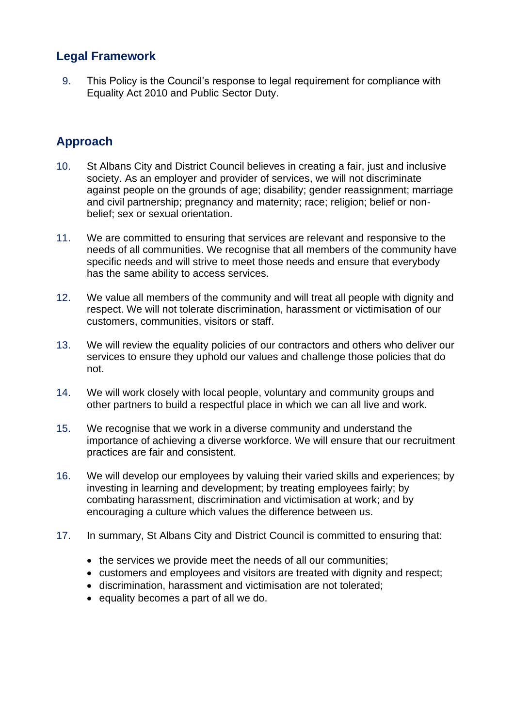## Legal Framework

9. This Policy is the Council's response to legal requirement for compliance with Equality Act 2010 and Public Sector Duty.

## Approach

10. St Albans City and District Council believes in creating a fair, just and inclusive society. As an employer and provider of services, we will not discriminate against people on the grounds of age; disability; gender reassignment; marriage and civil partnership; pregnancy and maternity; race; religion; belief or non-belief; sex or sexual orientation.

11. We are committed to ensuring that services are relevant and responsive to the needs of all communities. We recognise that all members of the community have specific needs and will strive to meet those needs and ensure that everybody has the same ability to access services.

12. We value all members of the community and will treat all people with dignity and respect. We will not tolerate discrimination, harassment or victimisation of our customers, communities, visitors or staff.

13. We will review the equality policies of our contractors and others who deliver our services to ensure they uphold our values and challenge those policies that do not.

14. We will work closely with local people, voluntary and community groups and other partners to build a respectful place in which we can all live and work.

15. We recognise that we work in a diverse community and understand the importance of achieving a diverse workforce. We will ensure that our recruitment practices are fair and consistent.

16. We will develop our employees by valuing their varied skills and experiences; by investing in learning and development; by treating employees fairly; by combating harassment, discrimination and victimisation at work; and by encouraging a culture which values the difference between us.

17. In summary, St Albans City and District Council is committed to ensuring that:

    - the services we provide meet the needs of all our communities;
    - customers and employees and visitors are treated with dignity and respect;
    - discrimination, harassment and victimisation are not tolerated;
    - equality becomes a part of all we do.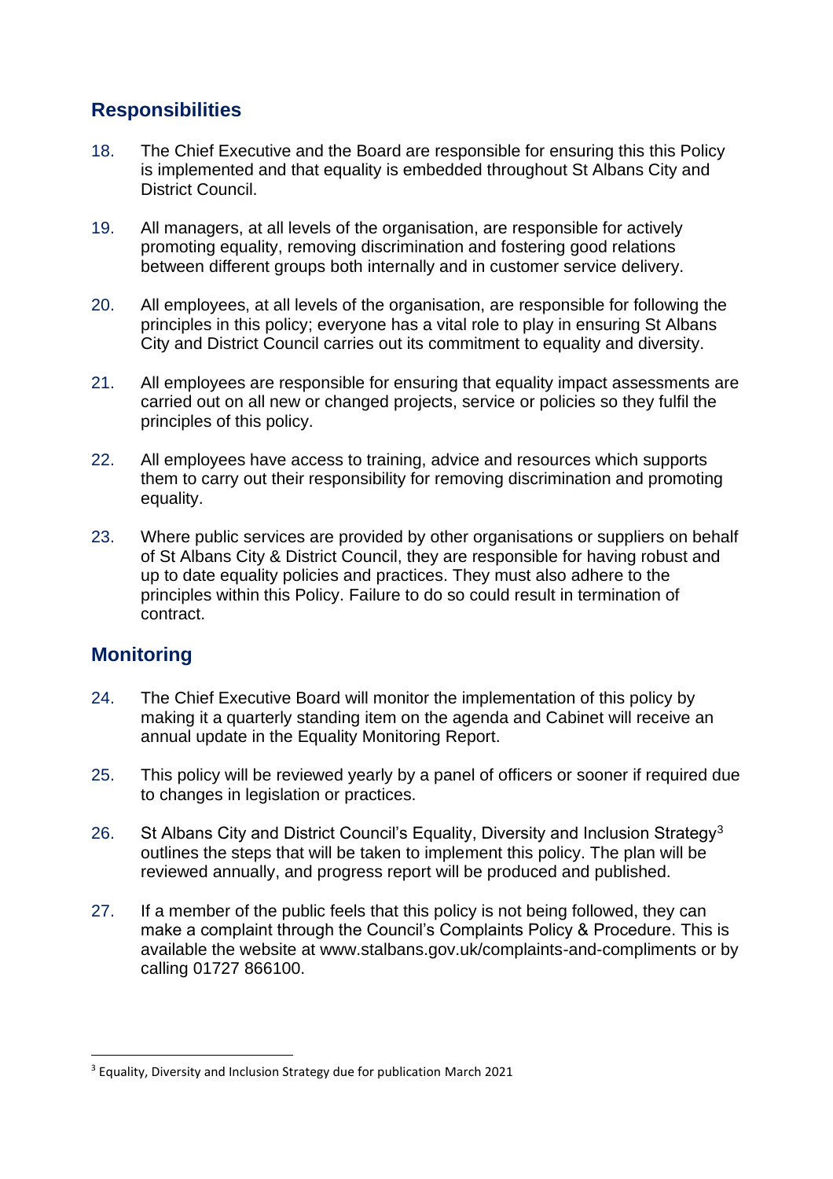## Responsibilities

18. The Chief Executive and the Board are responsible for ensuring this this Policy is implemented and that equality is embedded throughout St Albans City and District Council.

19. All managers, at all levels of the organisation, are responsible for actively promoting equality, removing discrimination and fostering good relations between different groups both internally and in customer service delivery.

20. All employees, at all levels of the organisation, are responsible for following the principles in this policy; everyone has a vital role to play in ensuring St Albans City and District Council carries out its commitment to equality and diversity.

21. All employees are responsible for ensuring that equality impact assessments are carried out on all new or changed projects, service or policies so they fulfil the principles of this policy.

22. All employees have access to training, advice and resources which supports them to carry out their responsibility for removing discrimination and promoting equality.

23. Where public services are provided by other organisations or suppliers on behalf of St Albans City & District Council, they are responsible for having robust and up to date equality policies and practices. They must also adhere to the principles within this Policy. Failure to do so could result in termination of contract.

## Monitoring

24. The Chief Executive Board will monitor the implementation of this policy by making it a quarterly standing item on the agenda and Cabinet will receive an annual update in the Equality Monitoring Report.

25. This policy will be reviewed yearly by a panel of officers or sooner if required due to changes in legislation or practices.

26. St Albans City and District Council's Equality, Diversity and Inclusion Strategy[3] outlines the steps that will be taken to implement this policy. The plan will be reviewed annually, and progress report will be produced and published.

27. If a member of the public feels that this policy is not being followed, they can make a complaint through the Council's Complaints Policy & Procedure. This is available the website at www.stalbans.gov.uk/complaints-and-compliments or by calling 01727 866100.

---

[3] Equality, Diversity and Inclusion Strategy due for publication March 2021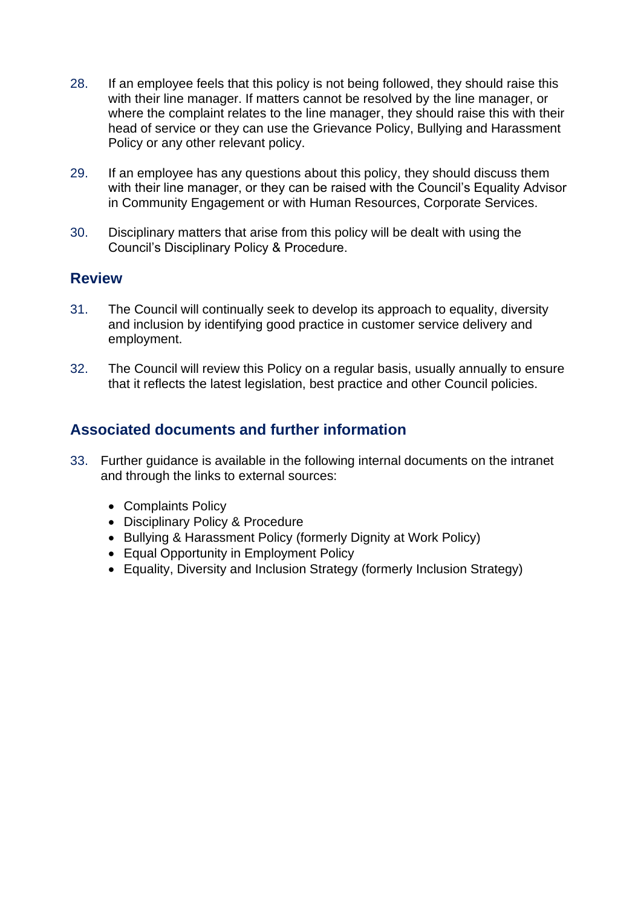28. If an employee feels that this policy is not being followed, they should raise this with their line manager. If matters cannot be resolved by the line manager, or where the complaint relates to the line manager, they should raise this with their head of service or they can use the Grievance Policy, Bullying and Harassment Policy or any other relevant policy.

29. If an employee has any questions about this policy, they should discuss them with their line manager, or they can be raised with the Council's Equality Advisor in Community Engagement or with Human Resources, Corporate Services.

30. Disciplinary matters that arise from this policy will be dealt with using the Council's Disciplinary Policy & Procedure.

## Review

31. The Council will continually seek to develop its approach to equality, diversity and inclusion by identifying good practice in customer service delivery and employment.

32. The Council will review this Policy on a regular basis, usually annually to ensure that it reflects the latest legislation, best practice and other Council policies.

## Associated documents and further information

33. Further guidance is available in the following internal documents on the intranet and through the links to external sources:

- Complaints Policy
- Disciplinary Policy & Procedure
- Bullying & Harassment Policy (formerly Dignity at Work Policy)
- Equal Opportunity in Employment Policy
- Equality, Diversity and Inclusion Strategy (formerly Inclusion Strategy)